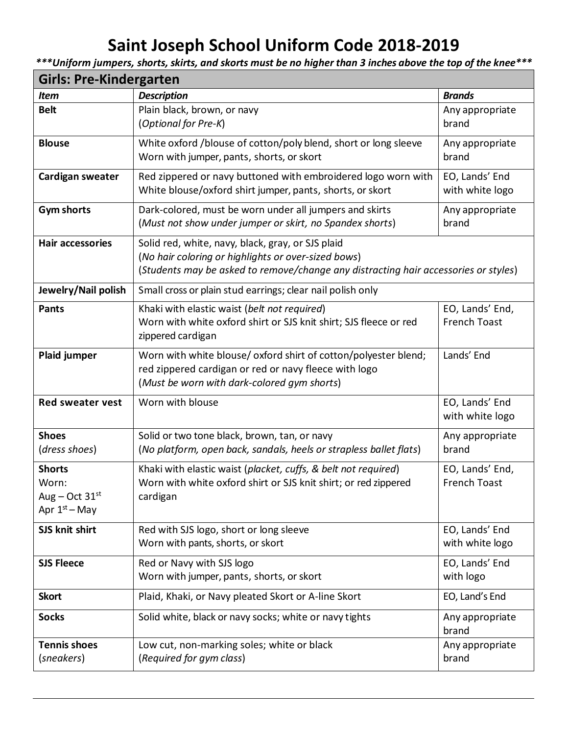# Saint Joseph School Uniform Code 2018-2019

***\*\*\*Uniform jumpers, shorts, skirts, and skorts must be no higher than 3 inches above the top of the knee\*\*\****

| Girls: Pre-Kindergarten | | |
|---|---|---|
| ***Item*** | ***Description*** | ***Brands*** |
| **Belt** | Plain black, brown, or navy<br>(*Optional for Pre-K*) | Any appropriate brand |
| **Blouse** | White oxford /blouse of cotton/poly blend, short or long sleeve<br>Worn with jumper, pants, shorts, or skort | Any appropriate brand |
| **Cardigan sweater** | Red zippered or navy buttoned with embroidered logo worn with White blouse/oxford shirt jumper, pants, shorts, or skort | EO, Lands' End with white logo |
| **Gym shorts** | Dark-colored, must be worn under all jumpers and skirts<br>(*Must not show under jumper or skirt, no Spandex shorts*) | Any appropriate brand |
| **Hair accessories** | Solid red, white, navy, black, gray, or SJS plaid<br>(*No hair coloring or highlights or over-sized bows*)<br>(*Students may be asked to remove/change any distracting hair accessories or styles*) | |
| **Jewelry/Nail polish** | Small cross or plain stud earrings; clear nail polish only | |
| **Pants** | Khaki with elastic waist (*belt not required*)<br>Worn with white oxford shirt or SJS knit shirt; SJS fleece or red zippered cardigan | EO, Lands' End, French Toast |
| **Plaid jumper** | Worn with white blouse/ oxford shirt of cotton/polyester blend; red zippered cardigan or red or navy fleece with logo<br>(*Must be worn with dark-colored gym shorts*) | Lands' End |
| **Red sweater vest** | Worn with blouse | EO, Lands' End with white logo |
| **Shoes**<br>(*dress shoes*) | Solid or two tone black, brown, tan, or navy<br>(*No platform, open back, sandals, heels or strapless ballet flats*) | Any appropriate brand |
| **Shorts**<br>Worn:<br>Aug – Oct 31st<br>Apr 1st – May | Khaki with elastic waist (*placket, cuffs, & belt not required*)<br>Worn with white oxford shirt or SJS knit shirt; or red zippered cardigan | EO, Lands' End, French Toast |
| **SJS knit shirt** | Red with SJS logo, short or long sleeve<br>Worn with pants, shorts, or skort | EO, Lands' End with white logo |
| **SJS Fleece** | Red or Navy with SJS logo<br>Worn with jumper, pants, shorts, or skort | EO, Lands' End with logo |
| **Skort** | Plaid, Khaki, or Navy pleated Skort or A-line Skort | EO, Land's End |
| **Socks** | Solid white, black or navy socks; white or navy tights | Any appropriate brand |
| **Tennis shoes**<br>(*sneakers*) | Low cut, non-marking soles; white or black<br>(*Required for gym class*) | Any appropriate brand |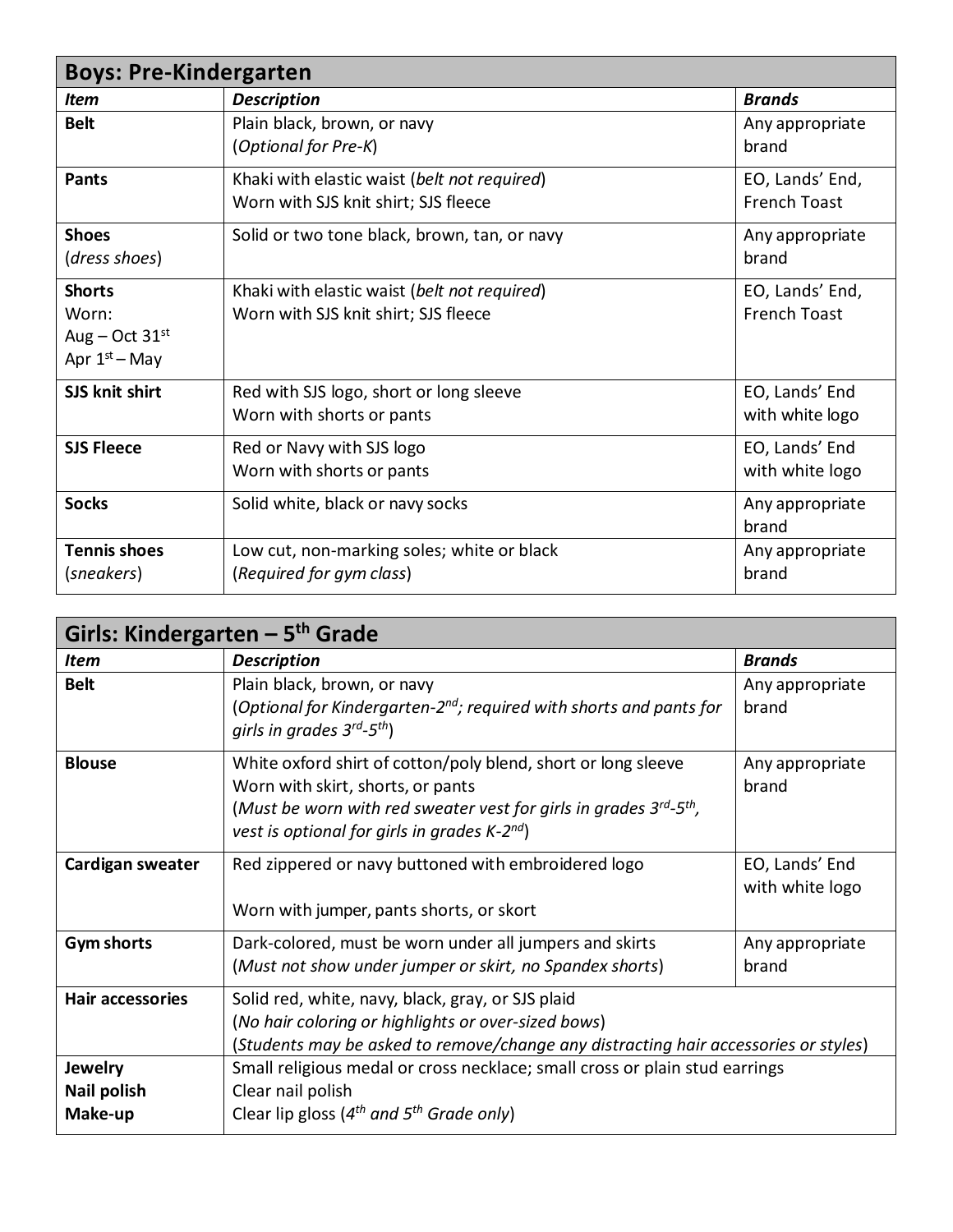## Boys: Pre-Kindergarten

| *Item* | *Description* | *Brands* |
|---|---|---|
| **Belt** | Plain black, brown, or navy<br>(*Optional for Pre-K*) | Any appropriate brand |
| **Pants** | Khaki with elastic waist (*belt not required*)<br>Worn with SJS knit shirt; SJS fleece | EO, Lands' End, French Toast |
| **Shoes**<br>(*dress shoes*) | Solid or two tone black, brown, tan, or navy | Any appropriate brand |
| **Shorts**<br>Worn:<br>Aug – Oct 31st<br>Apr 1st – May | Khaki with elastic waist (*belt not required*)<br>Worn with SJS knit shirt; SJS fleece | EO, Lands' End, French Toast |
| **SJS knit shirt** | Red with SJS logo, short or long sleeve<br>Worn with shorts or pants | EO, Lands' End with white logo |
| **SJS Fleece** | Red or Navy with SJS logo<br>Worn with shorts or pants | EO, Lands' End with white logo |
| **Socks** | Solid white, black or navy socks | Any appropriate brand |
| **Tennis shoes**<br>(*sneakers*) | Low cut, non-marking soles; white or black<br>(*Required for gym class*) | Any appropriate brand |

## Girls: Kindergarten – 5th Grade

| *Item* | *Description* | *Brands* |
|---|---|---|
| **Belt** | Plain black, brown, or navy<br>(*Optional for Kindergarten-2nd; required with shorts and pants for girls in grades 3rd-5th*) | Any appropriate brand |
| **Blouse** | White oxford shirt of cotton/poly blend, short or long sleeve<br>Worn with skirt, shorts, or pants<br>(*Must be worn with red sweater vest for girls in grades 3rd-5th, vest is optional for girls in grades K-2nd*) | Any appropriate brand |
| **Cardigan sweater** | Red zippered or navy buttoned with embroidered logo<br><br>Worn with jumper, pants shorts, or skort | EO, Lands' End with white logo |
| **Gym shorts** | Dark-colored, must be worn under all jumpers and skirts<br>(*Must not show under jumper or skirt, no Spandex shorts*) | Any appropriate brand |
| **Hair accessories** | Solid red, white, navy, black, gray, or SJS plaid<br>(*No hair coloring or highlights or over-sized bows*)<br>(*Students may be asked to remove/change any distracting hair accessories or styles*) | |
| **Jewelry**<br>**Nail polish**<br>**Make-up** | Small religious medal or cross necklace; small cross or plain stud earrings<br>Clear nail polish<br>Clear lip gloss (*4th and 5th Grade only*) | |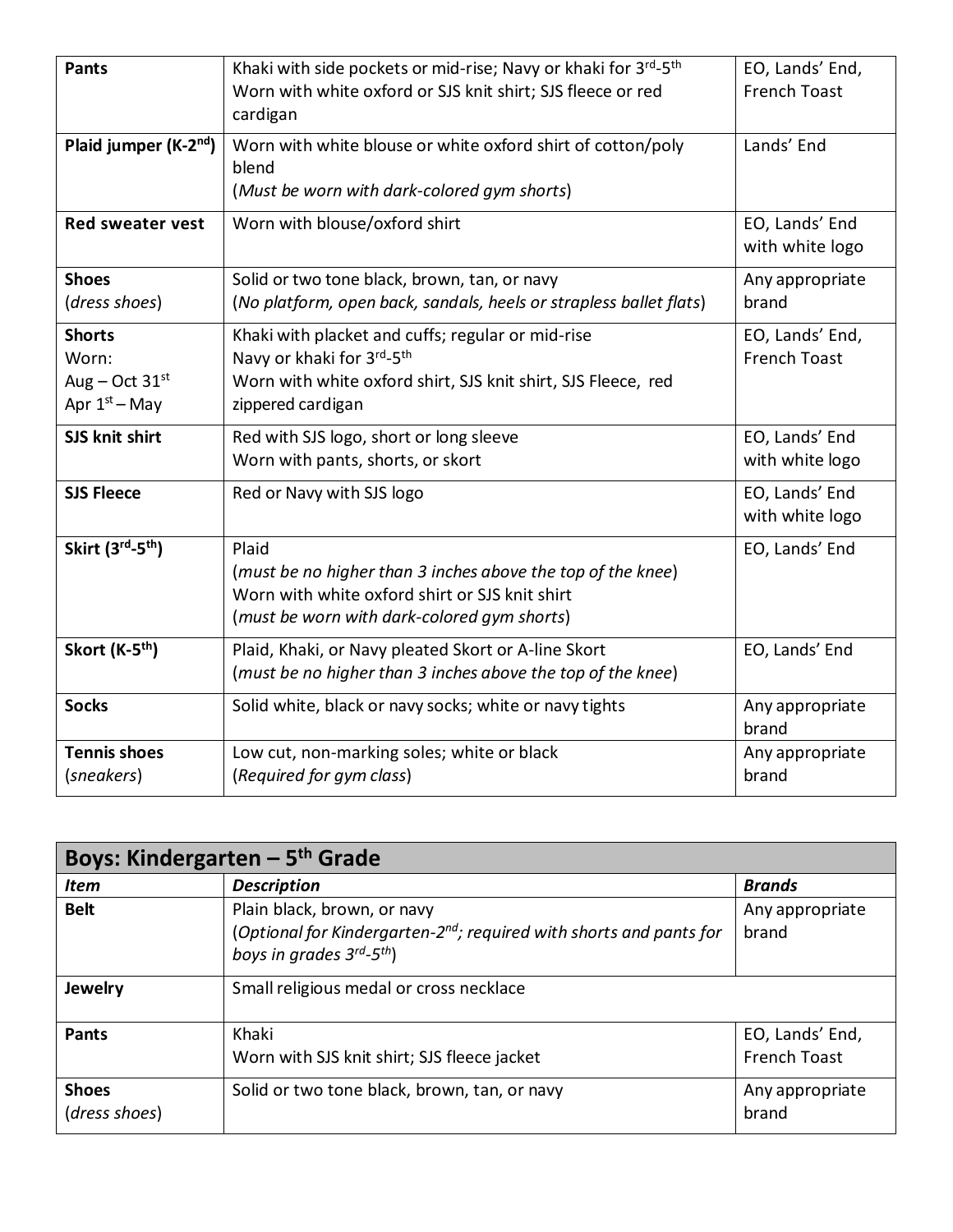| | | |
|---|---|---|
| **Pants** | Khaki with side pockets or mid-rise; Navy or khaki for 3rd-5th<br>Worn with white oxford or SJS knit shirt; SJS fleece or red cardigan | EO, Lands' End, French Toast |
| **Plaid jumper (K-2nd)** | Worn with white blouse or white oxford shirt of cotton/poly blend<br>(*Must be worn with dark-colored gym shorts*) | Lands' End |
| **Red sweater vest** | Worn with blouse/oxford shirt | EO, Lands' End with white logo |
| **Shoes** (*dress shoes*) | Solid or two tone black, brown, tan, or navy<br>(*No platform, open back, sandals, heels or strapless ballet flats*) | Any appropriate brand |
| **Shorts**<br>Worn:<br>Aug – Oct 31st<br>Apr 1st – May | Khaki with placket and cuffs; regular or mid-rise<br>Navy or khaki for 3rd-5th<br>Worn with white oxford shirt, SJS knit shirt, SJS Fleece, red zippered cardigan | EO, Lands' End, French Toast |
| **SJS knit shirt** | Red with SJS logo, short or long sleeve<br>Worn with pants, shorts, or skort | EO, Lands' End with white logo |
| **SJS Fleece** | Red or Navy with SJS logo | EO, Lands' End with white logo |
| **Skirt (3rd-5th)** | Plaid<br>(*must be no higher than 3 inches above the top of the knee*)<br>Worn with white oxford shirt or SJS knit shirt<br>(*must be worn with dark-colored gym shorts*) | EO, Lands' End |
| **Skort (K-5th)** | Plaid, Khaki, or Navy pleated Skort or A-line Skort<br>(*must be no higher than 3 inches above the top of the knee*) | EO, Lands' End |
| **Socks** | Solid white, black or navy socks; white or navy tights | Any appropriate brand |
| **Tennis shoes** (*sneakers*) | Low cut, non-marking soles; white or black<br>(*Required for gym class*) | Any appropriate brand |

## Boys: Kindergarten – 5th Grade

| *Item* | *Description* | *Brands* |
|---|---|---|
| **Belt** | Plain black, brown, or navy<br>(*Optional for Kindergarten-2nd; required with shorts and pants for boys in grades 3rd-5th*) | Any appropriate brand |
| **Jewelry** | Small religious medal or cross necklace | |
| **Pants** | Khaki<br>Worn with SJS knit shirt; SJS fleece jacket | EO, Lands' End, French Toast |
| **Shoes** (*dress shoes*) | Solid or two tone black, brown, tan, or navy | Any appropriate brand |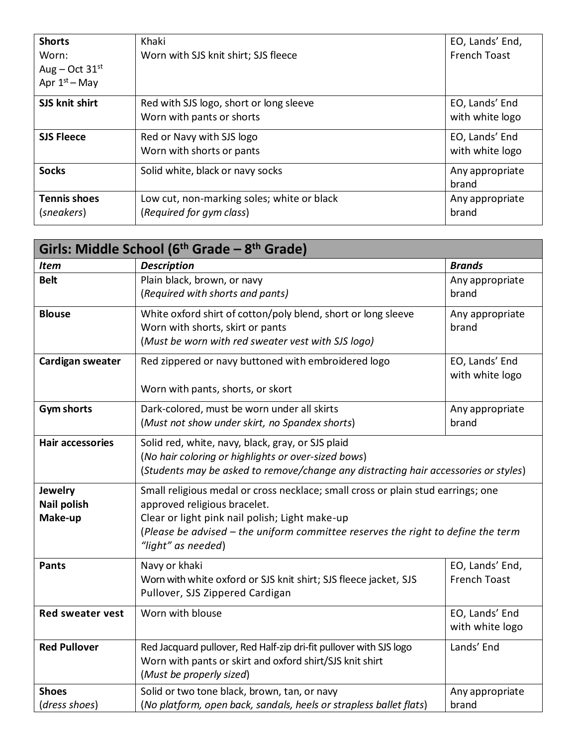| | | |
|---|---|---|
| **Shorts**<br>Worn:<br>Aug – Oct 31st<br>Apr 1st – May | Khaki<br>Worn with SJS knit shirt; SJS fleece | EO, Lands' End, French Toast |
| **SJS knit shirt** | Red with SJS logo, short or long sleeve<br>Worn with pants or shorts | EO, Lands' End with white logo |
| **SJS Fleece** | Red or Navy with SJS logo<br>Worn with shorts or pants | EO, Lands' End with white logo |
| **Socks** | Solid white, black or navy socks | Any appropriate brand |
| **Tennis shoes** (*sneakers*) | Low cut, non-marking soles; white or black<br>(*Required for gym class*) | Any appropriate brand |

| **Girls: Middle School (6th Grade – 8th Grade)** | | |
|---|---|---|
| ***Item*** | ***Description*** | ***Brands*** |
| **Belt** | Plain black, brown, or navy<br>(*Required with shorts and pants)* | Any appropriate brand |
| **Blouse** | White oxford shirt of cotton/poly blend, short or long sleeve<br>Worn with shorts, skirt or pants<br>(*Must be worn with red sweater vest with SJS logo)* | Any appropriate brand |
| **Cardigan sweater** | Red zippered or navy buttoned with embroidered logo<br><br>Worn with pants, shorts, or skort | EO, Lands' End with white logo |
| **Gym shorts** | Dark-colored, must be worn under all skirts<br>(*Must not show under skirt, no Spandex shorts*) | Any appropriate brand |
| **Hair accessories** | Solid red, white, navy, black, gray, or SJS plaid<br>(*No hair coloring or highlights or over-sized bows*)<br>(*Students may be asked to remove/change any distracting hair accessories or styles*) | |
| **Jewelry**<br>**Nail polish**<br>**Make-up** | Small religious medal or cross necklace; small cross or plain stud earrings; one approved religious bracelet.<br>Clear or light pink nail polish; Light make-up<br>(*Please be advised – the uniform committee reserves the right to define the term "light" as needed*) | |
| **Pants** | Navy or khaki<br>Worn with white oxford or SJS knit shirt; SJS fleece jacket, SJS Pullover, SJS Zippered Cardigan | EO, Lands' End, French Toast |
| **Red sweater vest** | Worn with blouse | EO, Lands' End with white logo |
| **Red Pullover** | Red Jacquard pullover, Red Half-zip dri-fit pullover with SJS logo<br>Worn with pants or skirt and oxford shirt/SJS knit shirt<br>(*Must be properly sized*) | Lands' End |
| **Shoes** (*dress shoes*) | Solid or two tone black, brown, tan, or navy<br>(*No platform, open back, sandals, heels or strapless ballet flats*) | Any appropriate brand |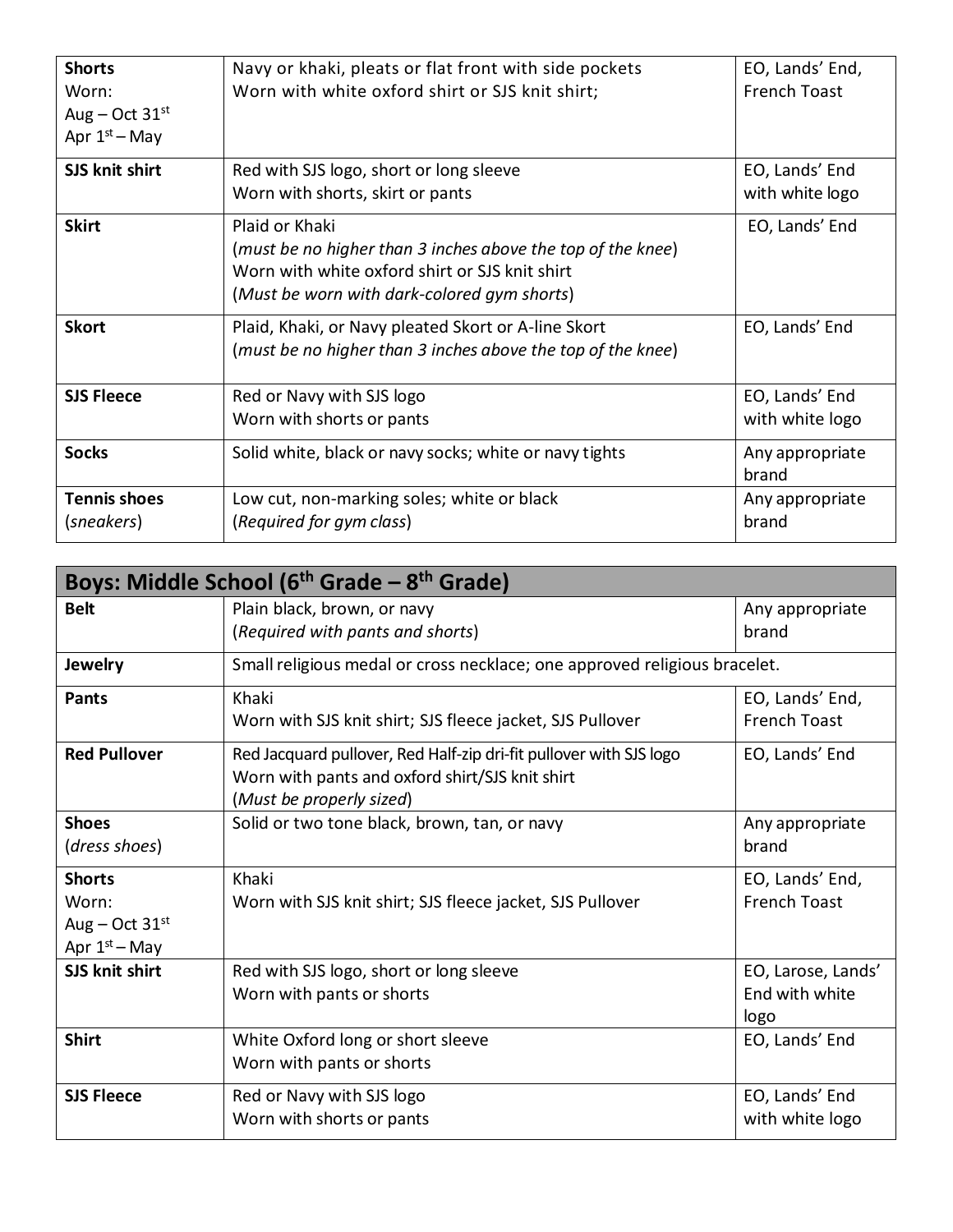| | | |
|---|---|---|
| **Shorts**<br>Worn:<br>Aug – Oct 31st<br>Apr 1st – May | Navy or khaki, pleats or flat front with side pockets<br>Worn with white oxford shirt or SJS knit shirt; | EO, Lands' End, French Toast |
| **SJS knit shirt** | Red with SJS logo, short or long sleeve<br>Worn with shorts, skirt or pants | EO, Lands' End with white logo |
| **Skirt** | Plaid or Khaki<br>(*must be no higher than 3 inches above the top of the knee*)<br>Worn with white oxford shirt or SJS knit shirt<br>(*Must be worn with dark-colored gym shorts*) | EO, Lands' End |
| **Skort** | Plaid, Khaki, or Navy pleated Skort or A-line Skort<br>(*must be no higher than 3 inches above the top of the knee*) | EO, Lands' End |
| **SJS Fleece** | Red or Navy with SJS logo<br>Worn with shorts or pants | EO, Lands' End with white logo |
| **Socks** | Solid white, black or navy socks; white or navy tights | Any appropriate brand |
| **Tennis shoes** (*sneakers*) | Low cut, non-marking soles; white or black<br>(*Required for gym class*) | Any appropriate brand |

| **Boys: Middle School (6th Grade – 8th Grade)** | | |
|---|---|---|
| **Belt** | Plain black, brown, or navy<br>(*Required with pants and shorts*) | Any appropriate brand |
| **Jewelry** | Small religious medal or cross necklace; one approved religious bracelet. | |
| **Pants** | Khaki<br>Worn with SJS knit shirt; SJS fleece jacket, SJS Pullover | EO, Lands' End, French Toast |
| **Red Pullover** | Red Jacquard pullover, Red Half-zip dri-fit pullover with SJS logo<br>Worn with pants and oxford shirt/SJS knit shirt<br>(*Must be properly sized*) | EO, Lands' End |
| **Shoes** (*dress shoes*) | Solid or two tone black, brown, tan, or navy | Any appropriate brand |
| **Shorts**<br>Worn:<br>Aug – Oct 31st<br>Apr 1st – May | Khaki<br>Worn with SJS knit shirt; SJS fleece jacket, SJS Pullover | EO, Lands' End, French Toast |
| **SJS knit shirt** | Red with SJS logo, short or long sleeve<br>Worn with pants or shorts | EO, Larose, Lands' End with white logo |
| **Shirt** | White Oxford long or short sleeve<br>Worn with pants or shorts | EO, Lands' End |
| **SJS Fleece** | Red or Navy with SJS logo<br>Worn with shorts or pants | EO, Lands' End with white logo |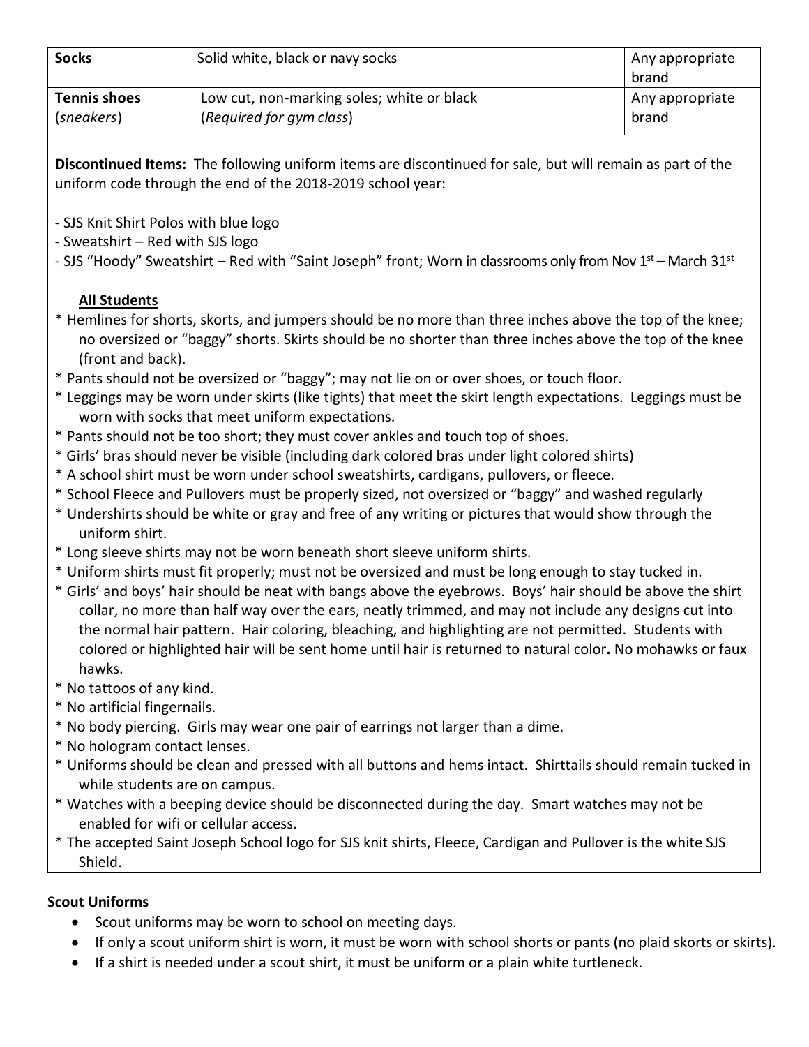| **Socks** | Solid white, black or navy socks | Any appropriate brand |
| --- | --- | --- |
| **Tennis shoes** (*sneakers*) | Low cut, non-marking soles; white or black (*Required for gym class*) | Any appropriate brand |

**Discontinued Items:** The following uniform items are discontinued for sale, but will remain as part of the uniform code through the end of the 2018-2019 school year:

- SJS Knit Shirt Polos with blue logo
- Sweatshirt – Red with SJS logo
- SJS "Hoody" Sweatshirt – Red with "Saint Joseph" front; Worn in classrooms only from Nov 1st – March 31st

**All Students**

* Hemlines for shorts, skorts, and jumpers should be no more than three inches above the top of the knee; no oversized or "baggy" shorts. Skirts should be no shorter than three inches above the top of the knee (front and back).
* Pants should not be oversized or "baggy"; may not lie on or over shoes, or touch floor.
* Leggings may be worn under skirts (like tights) that meet the skirt length expectations. Leggings must be worn with socks that meet uniform expectations.
* Pants should not be too short; they must cover ankles and touch top of shoes.
* Girls' bras should never be visible (including dark colored bras under light colored shirts)
* A school shirt must be worn under school sweatshirts, cardigans, pullovers, or fleece.
* School Fleece and Pullovers must be properly sized, not oversized or "baggy" and washed regularly
* Undershirts should be white or gray and free of any writing or pictures that would show through the uniform shirt.
* Long sleeve shirts may not be worn beneath short sleeve uniform shirts.
* Uniform shirts must fit properly; must not be oversized and must be long enough to stay tucked in.
* Girls' and boys' hair should be neat with bangs above the eyebrows. Boys' hair should be above the shirt collar, no more than half way over the ears, neatly trimmed, and may not include any designs cut into the normal hair pattern. Hair coloring, bleaching, and highlighting are not permitted. Students with colored or highlighted hair will be sent home until hair is returned to natural color**.** No mohawks or faux hawks.
* No tattoos of any kind.
* No artificial fingernails.
* No body piercing. Girls may wear one pair of earrings not larger than a dime.
* No hologram contact lenses.
* Uniforms should be clean and pressed with all buttons and hems intact. Shirttails should remain tucked in while students are on campus.
* Watches with a beeping device should be disconnected during the day. Smart watches may not be enabled for wifi or cellular access.
* The accepted Saint Joseph School logo for SJS knit shirts, Fleece, Cardigan and Pullover is the white SJS Shield.

**Scout Uniforms**

- Scout uniforms may be worn to school on meeting days.
- If only a scout uniform shirt is worn, it must be worn with school shorts or pants (no plaid skorts or skirts).
- If a shirt is needed under a scout shirt, it must be uniform or a plain white turtleneck.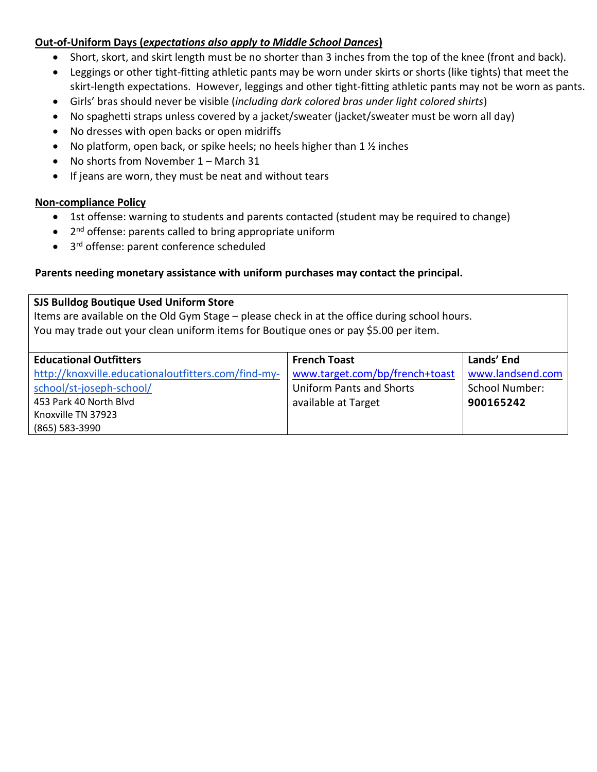**Out-of-Uniform Days (*expectations also apply to Middle School Dances*)**

- Short, skort, and skirt length must be no shorter than 3 inches from the top of the knee (front and back).
- Leggings or other tight-fitting athletic pants may be worn under skirts or shorts (like tights) that meet the skirt-length expectations. However, leggings and other tight-fitting athletic pants may not be worn as pants.
- Girls' bras should never be visible (*including dark colored bras under light colored shirts*)
- No spaghetti straps unless covered by a jacket/sweater (jacket/sweater must be worn all day)
- No dresses with open backs or open midriffs
- No platform, open back, or spike heels; no heels higher than 1 ½ inches
- No shorts from November 1 – March 31
- If jeans are worn, they must be neat and without tears

**Non-compliance Policy**

- 1st offense: warning to students and parents contacted (student may be required to change)
- 2nd offense: parents called to bring appropriate uniform
- 3rd offense: parent conference scheduled

**Parents needing monetary assistance with uniform purchases may contact the principal.**

**SJS Bulldog Boutique Used Uniform Store**
Items are available on the Old Gym Stage – please check in at the office during school hours.
You may trade out your clean uniform items for Boutique ones or pay $5.00 per item.

| **Educational Outfitters** | **French Toast** | **Lands' End** |
|---|---|---|
| http://knoxville.educationaloutfitters.com/find-my-school/st-joseph-school/<br>453 Park 40 North Blvd<br>Knoxville TN 37923<br>(865) 583-3990 | www.target.com/bp/french+toast<br>Uniform Pants and Shorts available at Target | www.landsend.com<br>School Number: **900165242** |